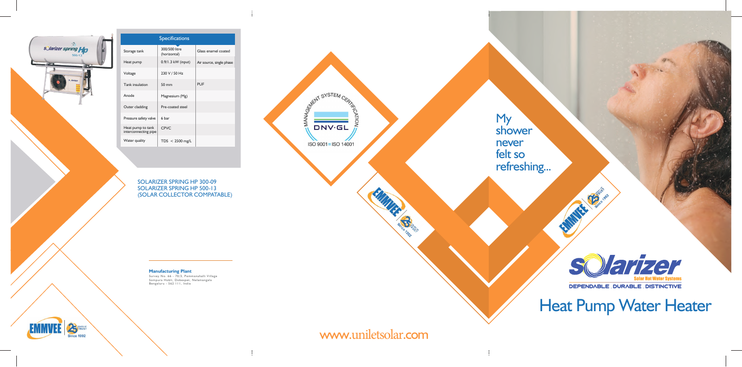| Specifications | | |
|---|---|---|
| Storage tank | 300/500 litre (horizontal) | Glass enamel coated |
| Heat pump | 0.9/1.3 kW (input) | Air source, single phase |
| Voltage | 230 V / 50 Hz | |
| Tank insulation | 50 mm | PUF |
| Anode | Magnesium (Mg) | |
| Outer cladding | Pre-coated steel | |
| Pressure safety valve | 6 bar | |
| Heat pump to tank interconnecting pipe | CPVC | |
| Water quality | TDS < 2500 mg/L | |

SOLARIZER SPRING HP 300-09
SOLARIZER SPRING HP 500-13
(SOLAR COLLECTOR COMPATABLE)

**Manufacturing Plant**
Survey No. 66 - 70/3, Pemmanahalli Village
Sompura Hobli, Dobespet, Nelamangala
Bengaluru - 562 111, India

EMMVEE 25 Years of Trust Since 1992

MANAGEMENT SYSTEM CERTIFICATION
DNV·GL
ISO 9001 = ISO 14001

www.uniletsolar.com

My shower never felt so refreshing...

solarizer
Solar Hot Water Systems
DEPENDABLE . DURABLE . DISTINCTIVE

# Heat Pump Water Heater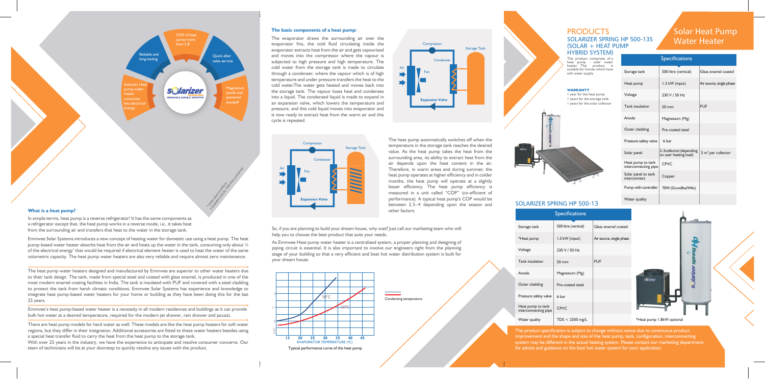COP of heat pump more than 3.8*

Reliable and long-lasting

Quick after sales service

Solarizer Heat pump water heater consumes less electrical energy

Magnesium anode and powered anode#

solarizer

DEPENDABLE. DURABLE. DISTINCTIVE

* Under ideal conditions
# Available only for 500 litres and above

## What is a heat pump?

In simple terms, heat pump is a reverse refrigerator! It has the same components as a refrigerator except that, the heat pump works in a reverse mode, i.e., it takes heat from the surrounding air and transfers that heat to the water in the storage tank.

Emmvee Solar Systems introduces a new concept of heating water for domestic use using a heat pump. The heat pump-based water heater absorbs heat from the air and heats up the water in the tank, consuming only about ¼ of the electrical energy* that would be required if electrical element heater is used to heat the water of the same volumetric capacity. The heat pump water heaters are also very reliable and require almost zero maintenance.

The heat pump water heaters designed and manufactured by Emmvee are superior to other water heaters due to their tank design. The tank, made from special steel and coated with glass enamel, is produced in one of the most modern enamel coating facilities in India. The tank is insulated with PUF and covered with a steel cladding to protect the tank from harsh climatic conditions. Emmvee Solar Systems has experience and knowledge to integrate heat pump-based water heaters for your home or building as they have been doing this for the last 25 years.

Emmvee's heat pump-based water heater is a necessity in all modern residences and buildings as it can provide bulk hot water at a desired temperature, required for the modern jet shower, rain shower and jacuzzi.

There are heat pump models for hard water as well. These models are like the heat pump heaters for soft water regions, but they differ in their integration. Additional accessories are fitted to these water heaters besides using a special heat transfer fluid to carry the heat from the heat pump to the storage tank.

With over 25 years in the industry, we have the experience to anticipate and resolve consumer concerns. Our team of technicians will be at your doorstep to quickly resolve any issues with the product.

### The basic components of a heat pump:

The evaporator draws the surrounding air over the evaporator fins, the cold fluid circulating inside the evaporator extracts heat from the air and gets vapourised and moves into the compressor where the vapour is subjected to high pressure and high temperature. The cold water from the storage tank is made to circulate through a condenser, where the vapour which is of high temperature and under pressure transfers the heat to the cold water. The water gets heated and moves back into the storage tank. The vapour loses heat and condenses into a liquid. The condensed liquid is made to expand in an expansion valve, which lowers the temperature and pressure, and this cold liquid moves into evaporator and is now ready to extract heat from the warm air and this cycle is repeated.

Compressor
Storage Tank
Condenser
Air
Fan
Expansion Valve

The heat pump automatically switches off when the temperature in the storage tank reaches the desired value. As the heat pump takes the heat from the surrounding area, its ability to extract heat from the air depends upon the heat content in the air. Therefore, in warm areas and during summer, the heat pump operates at higher efficiency and in colder months, the heat pump will operate at a slightly lesser efficiency. The heat pump efficiency is measured in a unit called "COP" (co-efficient of performance). A typical heat pump's COP would be between 2.5–4 depending upon the season and other factors.

So, if you are planning to build your dream house, why wait? Just call our marketing team who will help you to choose the best product that suits your needs.

As Emmvee Heat pump water heater is a centralised system, a proper planning and designing of piping circuit is essential. It is also important to involve our engineers right from the planning stage of your building so that a very efficient and best hot water distribution system is built for your dream house.

COP
4
3.5
3
2.5
50°C
60°C
15 20 25 30 35 40 45
EVAPORATOR TEMPERATURE (°C)
Condensing temperature

Typical performance curve of the heat pump

# PRODUCTS

## SOLARIZER SPRING HP 500-13S (SOLAR + HEAT PUMP HYBRID SYSTEM)

The product comprises of a heat pump - solar water heater. The product is suitable for homes which have soft water supply.

**WARRANTY**
1 year for the heat pump
1 years for the storage tank
1 years for the solar collector

# Solar Heat Pump Water Heater

| Specifications | | |
|---|---|---|
| Storage tank | 500 litre (vertical) | Glass enamel coated |
| Heat pump | 1.3 kW (input) | Air source, single phase |
| Voltage | 230 V / 50 Hz | |
| Tank insulation | 50 mm | PUF |
| Anode | Magnesium (Mg) | |
| Outer cladding | Pre-coated steel | |
| Pressure safety valve | 6 bar | |
| Solar panel | 2-3collector(depending on user heating load) | $2\ m^2$ per collector |
| Heat pump to tank interconnecting pipe | CPVC | |
| Solar panel to tank interconnect | Copper | |
| Pump with controller | 70W (Grundfos/Wilo) | |
| Water quality | | |

## SOLARIZER SPRING HP 500-13

| Specifications | | |
|---|---|---|
| Storage tank | 500 litre (vertical) | Glass enamel coated |
| *Heat pump | 1.3 kW (input) | Air source, single phase |
| Voltage | 230 V / 50 Hz | |
| Tank insulation | 50 mm | PUF |
| Anode | Magnesium (Mg) | |
| Outer cladding | Pre-coated steel | |
| Pressure safety valve | 6 bar | |
| Heat pump to tank interconnecting pipe | CPVC | |
| Water quality | TDS < 2500 mg/L | |

*Heat pump 1.8kW optional

The product specification is subject to change without notice due to continuous product improvement and the shape and size of the heat pump, tank, configuration, interconnecting system may be different in the actual heating system. Please contact our marketing department for advice and guidance on the best hot water system for your application.